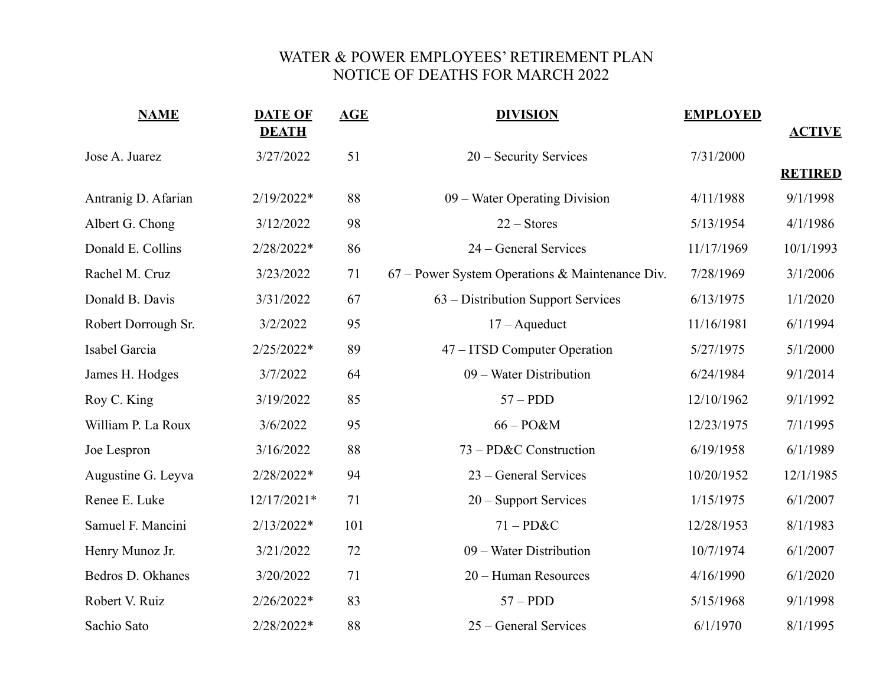# WATER & POWER EMPLOYEES' RETIREMENT PLAN
## NOTICE OF DEATHS FOR MARCH 2022

| NAME | DATE OF DEATH | AGE | DIVISION | EMPLOYED | ACTIVE |
|---|---|---|---|---|---|
| Jose A. Juarez | 3/27/2022 | 51 | 20 – Security Services | 7/31/2000 | |
| | | | | | **RETIRED** |
| Antranig D. Afarian | 2/19/2022* | 88 | 09 – Water Operating Division | 4/11/1988 | 9/1/1998 |
| Albert G. Chong | 3/12/2022 | 98 | 22 – Stores | 5/13/1954 | 4/1/1986 |
| Donald E. Collins | 2/28/2022* | 86 | 24 – General Services | 11/17/1969 | 10/1/1993 |
| Rachel M. Cruz | 3/23/2022 | 71 | 67 – Power System Operations & Maintenance Div. | 7/28/1969 | 3/1/2006 |
| Donald B. Davis | 3/31/2022 | 67 | 63 – Distribution Support Services | 6/13/1975 | 1/1/2020 |
| Robert Dorrough Sr. | 3/2/2022 | 95 | 17 – Aqueduct | 11/16/1981 | 6/1/1994 |
| Isabel Garcia | 2/25/2022* | 89 | 47 – ITSD Computer Operation | 5/27/1975 | 5/1/2000 |
| James H. Hodges | 3/7/2022 | 64 | 09 – Water Distribution | 6/24/1984 | 9/1/2014 |
| Roy C. King | 3/19/2022 | 85 | 57 – PDD | 12/10/1962 | 9/1/1992 |
| William P. La Roux | 3/6/2022 | 95 | 66 – PO&M | 12/23/1975 | 7/1/1995 |
| Joe Lespron | 3/16/2022 | 88 | 73 – PD&C Construction | 6/19/1958 | 6/1/1989 |
| Augustine G. Leyva | 2/28/2022* | 94 | 23 – General Services | 10/20/1952 | 12/1/1985 |
| Renee E. Luke | 12/17/2021* | 71 | 20 – Support Services | 1/15/1975 | 6/1/2007 |
| Samuel F. Mancini | 2/13/2022* | 101 | 71 – PD&C | 12/28/1953 | 8/1/1983 |
| Henry Munoz Jr. | 3/21/2022 | 72 | 09 – Water Distribution | 10/7/1974 | 6/1/2007 |
| Bedros D. Okhanes | 3/20/2022 | 71 | 20 – Human Resources | 4/16/1990 | 6/1/2020 |
| Robert V. Ruiz | 2/26/2022* | 83 | 57 – PDD | 5/15/1968 | 9/1/1998 |
| Sachio Sato | 2/28/2022* | 88 | 25 – General Services | 6/1/1970 | 8/1/1995 |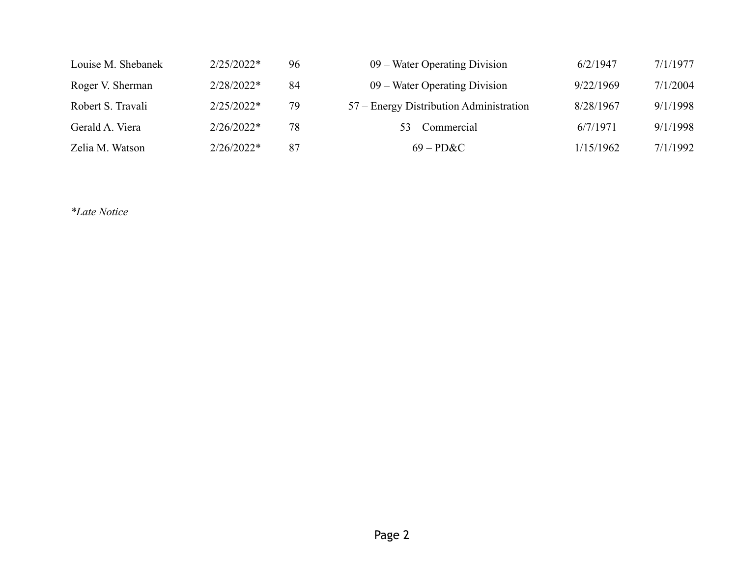| | | | | | |
|---|---|---|---|---|---|
| Louise M. Shebanek | 2/25/2022* | 96 | 09 – Water Operating Division | 6/2/1947 | 7/1/1977 |
| Roger V. Sherman | 2/28/2022* | 84 | 09 – Water Operating Division | 9/22/1969 | 7/1/2004 |
| Robert S. Travali | 2/25/2022* | 79 | 57 – Energy Distribution Administration | 8/28/1967 | 9/1/1998 |
| Gerald A. Viera | 2/26/2022* | 78 | 53 – Commercial | 6/7/1971 | 9/1/1998 |
| Zelia M. Watson | 2/26/2022* | 87 | 69 – PD&C | 1/15/1962 | 7/1/1992 |

*\*Late Notice*